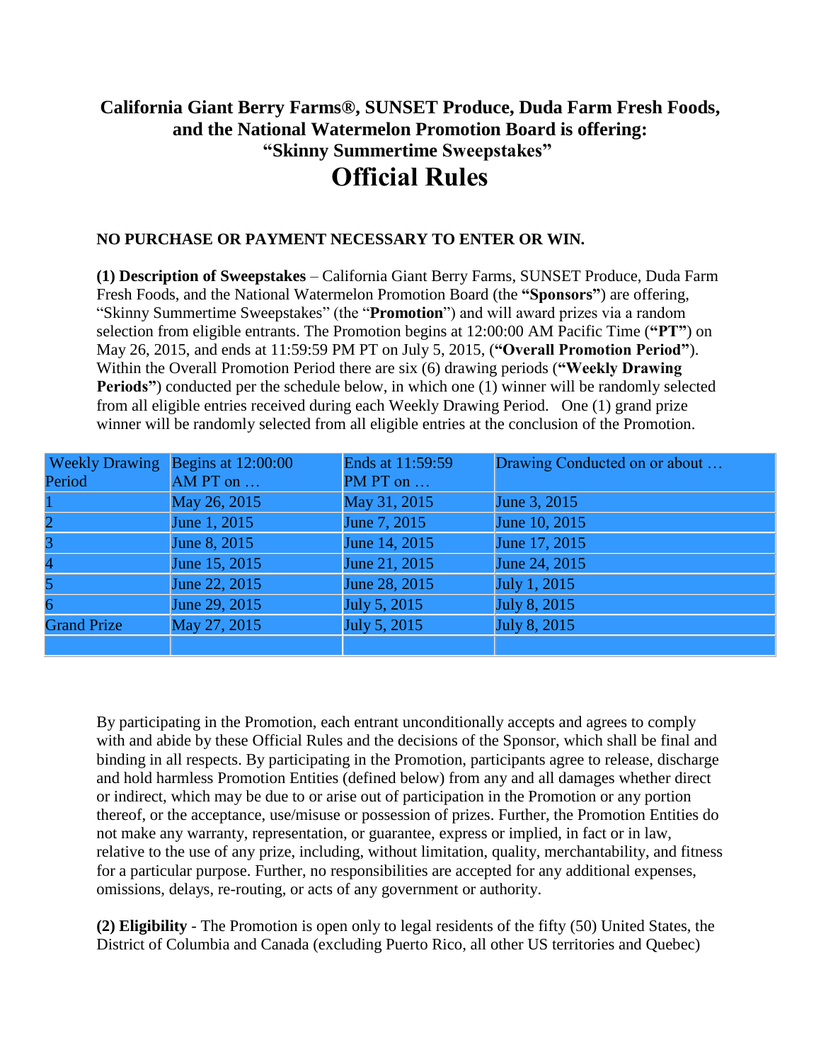# California Giant Berry Farms®, SUNSET Produce, Duda Farm Fresh Foods, and the National Watermelon Promotion Board is offering: "Skinny Summertime Sweepstakes"

# Official Rules

**NO PURCHASE OR PAYMENT NECESSARY TO ENTER OR WIN.**

**(1) Description of Sweepstakes** – California Giant Berry Farms, SUNSET Produce, Duda Farm Fresh Foods, and the National Watermelon Promotion Board (the **"Sponsors"**) are offering, "Skinny Summertime Sweepstakes" (the "**Promotion**") and will award prizes via a random selection from eligible entrants. The Promotion begins at 12:00:00 AM Pacific Time (**"PT"**) on May 26, 2015, and ends at 11:59:59 PM PT on July 5, 2015, (**"Overall Promotion Period"**). Within the Overall Promotion Period there are six (6) drawing periods (**"Weekly Drawing Periods"**) conducted per the schedule below, in which one (1) winner will be randomly selected from all eligible entries received during each Weekly Drawing Period. One (1) grand prize winner will be randomly selected from all eligible entries at the conclusion of the Promotion.

| Weekly Drawing Period | Begins at 12:00:00 AM PT on … | Ends at 11:59:59 PM PT on … | Drawing Conducted on or about … |
|---|---|---|---|
| 1 | May 26, 2015 | May 31, 2015 | June 3, 2015 |
| 2 | June 1, 2015 | June 7, 2015 | June 10, 2015 |
| 3 | June 8, 2015 | June 14, 2015 | June 17, 2015 |
| 4 | June 15, 2015 | June 21, 2015 | June 24, 2015 |
| 5 | June 22, 2015 | June 28, 2015 | July 1, 2015 |
| 6 | June 29, 2015 | July 5, 2015 | July 8, 2015 |
| Grand Prize | May 27, 2015 | July 5, 2015 | July 8, 2015 |
| | | | |

By participating in the Promotion, each entrant unconditionally accepts and agrees to comply with and abide by these Official Rules and the decisions of the Sponsor, which shall be final and binding in all respects. By participating in the Promotion, participants agree to release, discharge and hold harmless Promotion Entities (defined below) from any and all damages whether direct or indirect, which may be due to or arise out of participation in the Promotion or any portion thereof, or the acceptance, use/misuse or possession of prizes. Further, the Promotion Entities do not make any warranty, representation, or guarantee, express or implied, in fact or in law, relative to the use of any prize, including, without limitation, quality, merchantability, and fitness for a particular purpose. Further, no responsibilities are accepted for any additional expenses, omissions, delays, re-routing, or acts of any government or authority.

**(2) Eligibility** - The Promotion is open only to legal residents of the fifty (50) United States, the District of Columbia and Canada (excluding Puerto Rico, all other US territories and Quebec)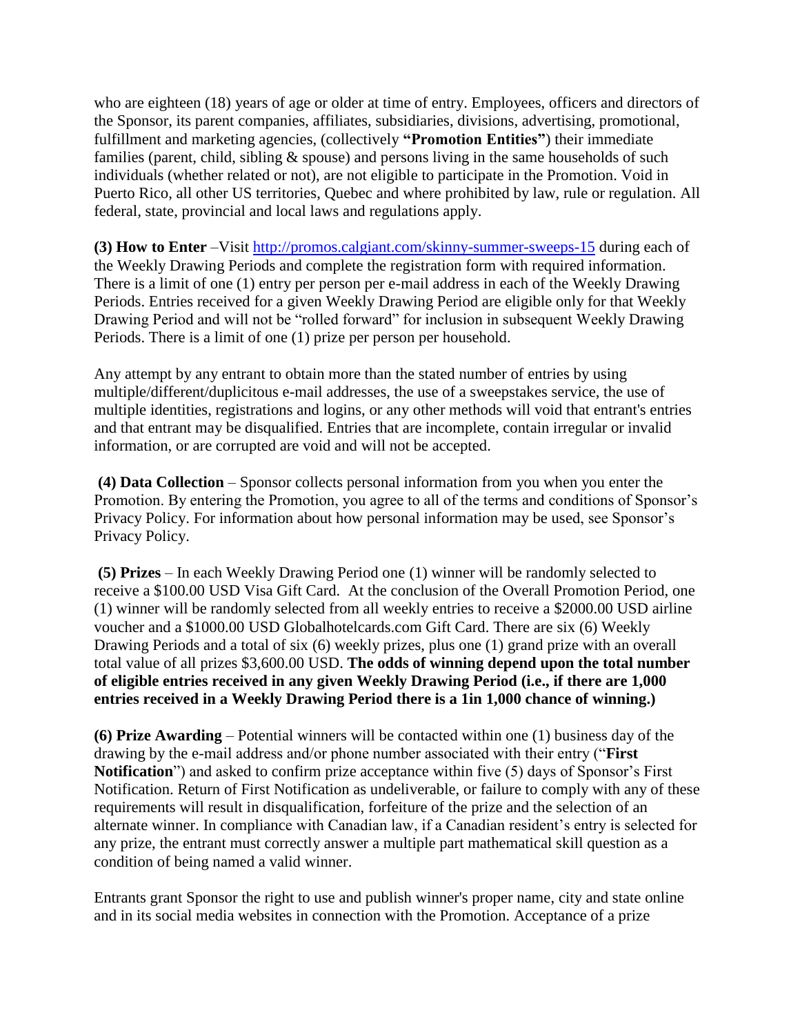who are eighteen (18) years of age or older at time of entry. Employees, officers and directors of the Sponsor, its parent companies, affiliates, subsidiaries, divisions, advertising, promotional, fulfillment and marketing agencies, (collectively **"Promotion Entities"**) their immediate families (parent, child, sibling & spouse) and persons living in the same households of such individuals (whether related or not), are not eligible to participate in the Promotion. Void in Puerto Rico, all other US territories, Quebec and where prohibited by law, rule or regulation. All federal, state, provincial and local laws and regulations apply.

**(3) How to Enter** –Visit [http://promos.calgiant.com/skinny-summer-sweeps-15](http://promos.calgiant.com/skinny-summer-sweeps-15) during each of the Weekly Drawing Periods and complete the registration form with required information. There is a limit of one (1) entry per person per e-mail address in each of the Weekly Drawing Periods. Entries received for a given Weekly Drawing Period are eligible only for that Weekly Drawing Period and will not be "rolled forward" for inclusion in subsequent Weekly Drawing Periods. There is a limit of one (1) prize per person per household.

Any attempt by any entrant to obtain more than the stated number of entries by using multiple/different/duplicitous e-mail addresses, the use of a sweepstakes service, the use of multiple identities, registrations and logins, or any other methods will void that entrant's entries and that entrant may be disqualified. Entries that are incomplete, contain irregular or invalid information, or are corrupted are void and will not be accepted.

**(4) Data Collection** – Sponsor collects personal information from you when you enter the Promotion. By entering the Promotion, you agree to all of the terms and conditions of Sponsor's Privacy Policy. For information about how personal information may be used, see Sponsor's Privacy Policy.

**(5) Prizes** – In each Weekly Drawing Period one (1) winner will be randomly selected to receive a $100.00 USD Visa Gift Card. At the conclusion of the Overall Promotion Period, one (1) winner will be randomly selected from all weekly entries to receive a $2000.00 USD airline voucher and a $1000.00 USD Globalhotelcards.com Gift Card. There are six (6) Weekly Drawing Periods and a total of six (6) weekly prizes, plus one (1) grand prize with an overall total value of all prizes $3,600.00 USD. **The odds of winning depend upon the total number of eligible entries received in any given Weekly Drawing Period (i.e., if there are 1,000 entries received in a Weekly Drawing Period there is a 1in 1,000 chance of winning.)**

**(6) Prize Awarding** – Potential winners will be contacted within one (1) business day of the drawing by the e-mail address and/or phone number associated with their entry ("**First Notification**") and asked to confirm prize acceptance within five (5) days of Sponsor's First Notification. Return of First Notification as undeliverable, or failure to comply with any of these requirements will result in disqualification, forfeiture of the prize and the selection of an alternate winner. In compliance with Canadian law, if a Canadian resident's entry is selected for any prize, the entrant must correctly answer a multiple part mathematical skill question as a condition of being named a valid winner.

Entrants grant Sponsor the right to use and publish winner's proper name, city and state online and in its social media websites in connection with the Promotion. Acceptance of a prize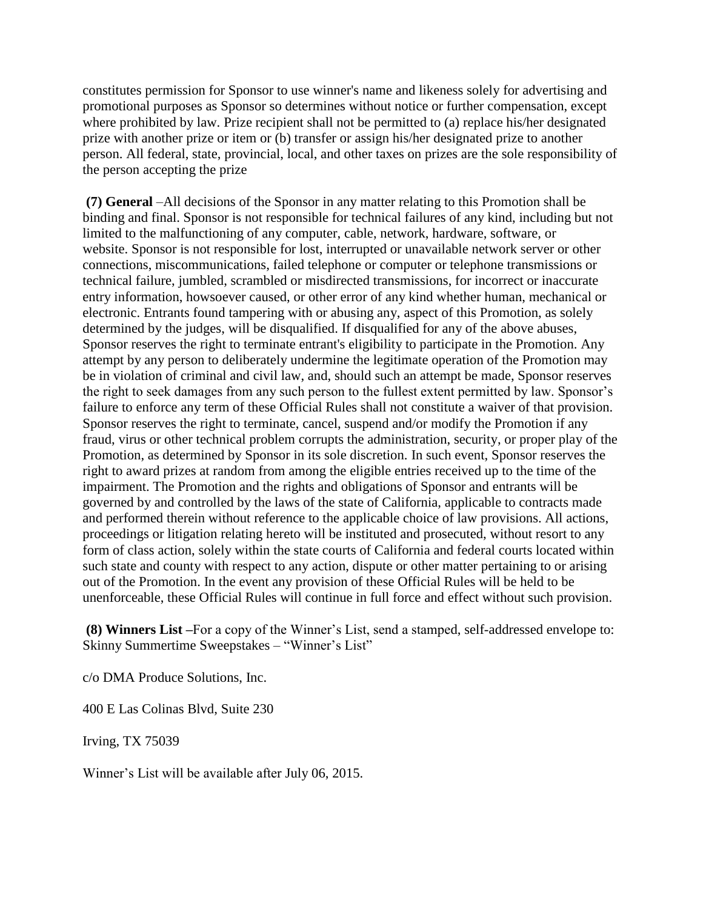constitutes permission for Sponsor to use winner's name and likeness solely for advertising and promotional purposes as Sponsor so determines without notice or further compensation, except where prohibited by law. Prize recipient shall not be permitted to (a) replace his/her designated prize with another prize or item or (b) transfer or assign his/her designated prize to another person. All federal, state, provincial, local, and other taxes on prizes are the sole responsibility of the person accepting the prize

**(7) General** –All decisions of the Sponsor in any matter relating to this Promotion shall be binding and final. Sponsor is not responsible for technical failures of any kind, including but not limited to the malfunctioning of any computer, cable, network, hardware, software, or website. Sponsor is not responsible for lost, interrupted or unavailable network server or other connections, miscommunications, failed telephone or computer or telephone transmissions or technical failure, jumbled, scrambled or misdirected transmissions, for incorrect or inaccurate entry information, howsoever caused, or other error of any kind whether human, mechanical or electronic. Entrants found tampering with or abusing any, aspect of this Promotion, as solely determined by the judges, will be disqualified. If disqualified for any of the above abuses, Sponsor reserves the right to terminate entrant's eligibility to participate in the Promotion. Any attempt by any person to deliberately undermine the legitimate operation of the Promotion may be in violation of criminal and civil law, and, should such an attempt be made, Sponsor reserves the right to seek damages from any such person to the fullest extent permitted by law. Sponsor's failure to enforce any term of these Official Rules shall not constitute a waiver of that provision. Sponsor reserves the right to terminate, cancel, suspend and/or modify the Promotion if any fraud, virus or other technical problem corrupts the administration, security, or proper play of the Promotion, as determined by Sponsor in its sole discretion. In such event, Sponsor reserves the right to award prizes at random from among the eligible entries received up to the time of the impairment. The Promotion and the rights and obligations of Sponsor and entrants will be governed by and controlled by the laws of the state of California, applicable to contracts made and performed therein without reference to the applicable choice of law provisions. All actions, proceedings or litigation relating hereto will be instituted and prosecuted, without resort to any form of class action, solely within the state courts of California and federal courts located within such state and county with respect to any action, dispute or other matter pertaining to or arising out of the Promotion. In the event any provision of these Official Rules will be held to be unenforceable, these Official Rules will continue in full force and effect without such provision.

**(8) Winners List** –For a copy of the Winner's List, send a stamped, self-addressed envelope to: Skinny Summertime Sweepstakes – "Winner's List"

c/o DMA Produce Solutions, Inc.

400 E Las Colinas Blvd, Suite 230

Irving, TX 75039

Winner's List will be available after July 06, 2015.